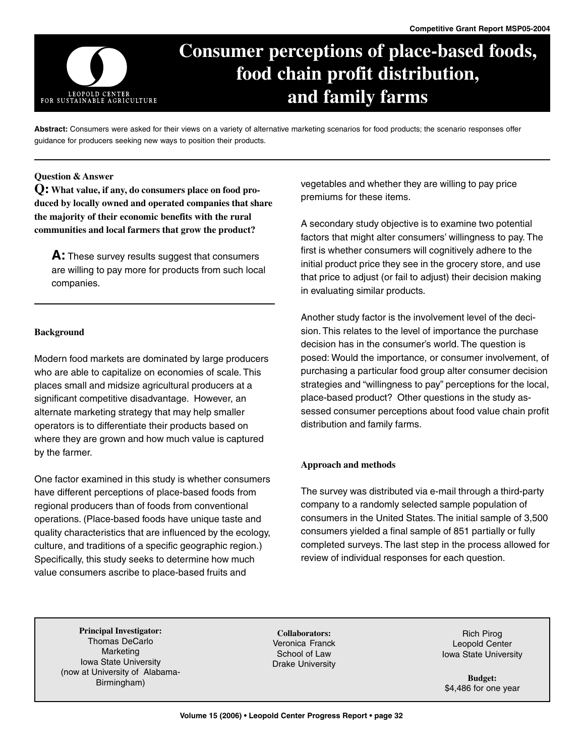Competitive Grant Report MSP05-2004

LEOPOLD CENTER FOR SUSTAINABLE AGRICULTURE

# Consumer perceptions of place-based foods, food chain profit distribution, and family farms

**Abstract:** Consumers were asked for their views on a variety of alternative marketing scenarios for food products; the scenario responses offer guidance for producers seeking new ways to position their products.

---

**Question & Answer**

**Q: What value, if any, do consumers place on food produced by locally owned and operated companies that share the majority of their economic benefits with the rural communities and local farmers that grow the product?**

**A:** These survey results suggest that consumers are willing to pay more for products from such local companies.

---

## Background

Modern food markets are dominated by large producers who are able to capitalize on economies of scale. This places small and midsize agricultural producers at a significant competitive disadvantage. However, an alternate marketing strategy that may help smaller operators is to differentiate their products based on where they are grown and how much value is captured by the farmer.

One factor examined in this study is whether consumers have different perceptions of place-based foods from regional producers than of foods from conventional operations. (Place-based foods have unique taste and quality characteristics that are influenced by the ecology, culture, and traditions of a specific geographic region.) Specifically, this study seeks to determine how much value consumers ascribe to place-based fruits and vegetables and whether they are willing to pay price premiums for these items.

A secondary study objective is to examine two potential factors that might alter consumers' willingness to pay. The first is whether consumers will cognitively adhere to the initial product price they see in the grocery store, and use that price to adjust (or fail to adjust) their decision making in evaluating similar products.

Another study factor is the involvement level of the decision. This relates to the level of importance the purchase decision has in the consumer's world. The question is posed: Would the importance, or consumer involvement, of purchasing a particular food group alter consumer decision strategies and "willingness to pay" perceptions for the local, place-based product? Other questions in the study assessed consumer perceptions about food value chain profit distribution and family farms.

## Approach and methods

The survey was distributed via e-mail through a third-party company to a randomly selected sample population of consumers in the United States. The initial sample of 3,500 consumers yielded a final sample of 851 partially or fully completed surveys. The last step in the process allowed for review of individual responses for each question.

---

**Principal Investigator:**
Thomas DeCarlo
Marketing
Iowa State University
(now at University of Alabama-Birmingham)

**Collaborators:**
Veronica Franck
School of Law
Drake University

Rich Pirog
Leopold Center
Iowa State University

**Budget:**
$4,486 for one year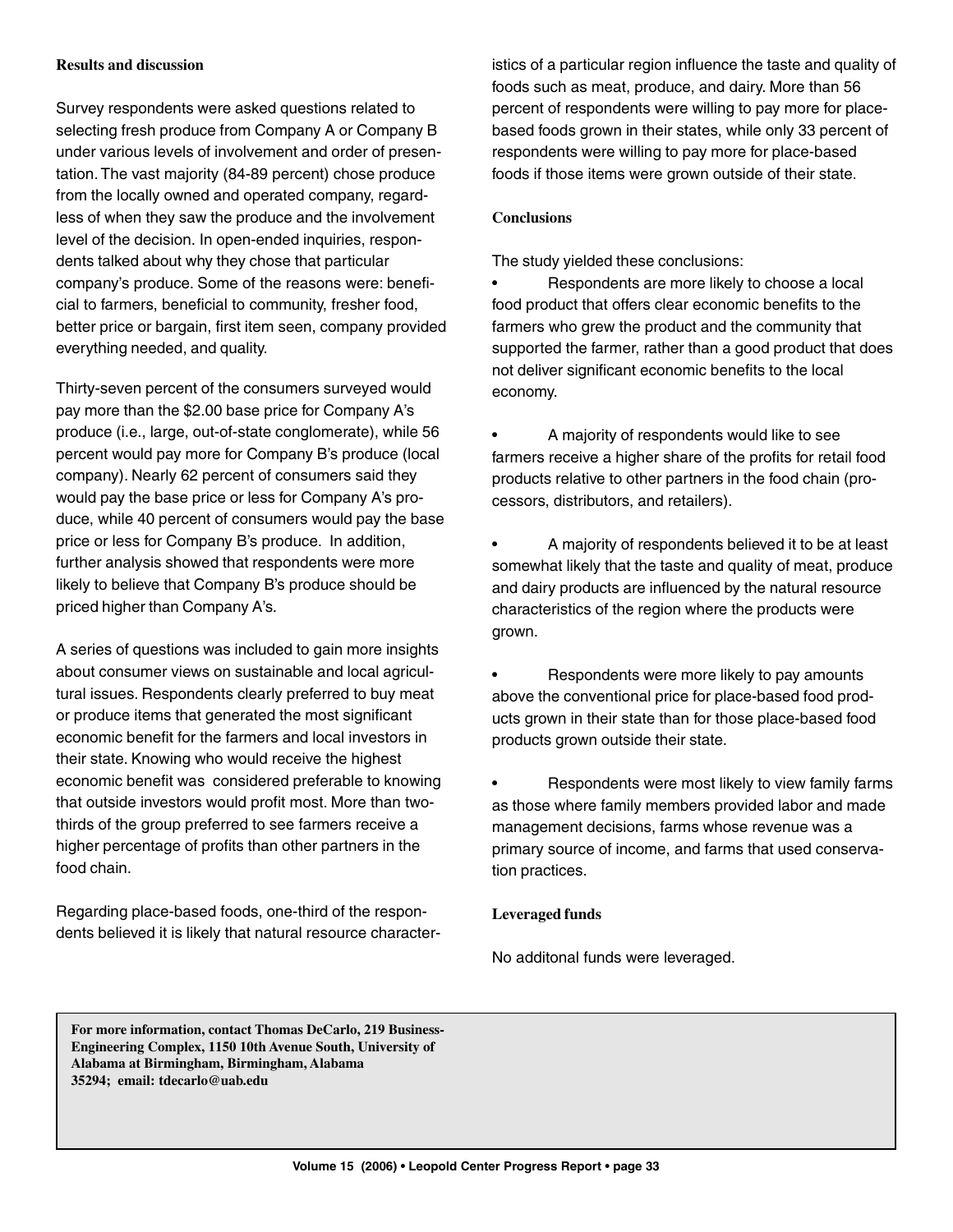**Results and discussion**

Survey respondents were asked questions related to selecting fresh produce from Company A or Company B under various levels of involvement and order of presentation. The vast majority (84-89 percent) chose produce from the locally owned and operated company, regardless of when they saw the produce and the involvement level of the decision. In open-ended inquiries, respondents talked about why they chose that particular company's produce. Some of the reasons were: beneficial to farmers, beneficial to community, fresher food, better price or bargain, first item seen, company provided everything needed, and quality.

Thirty-seven percent of the consumers surveyed would pay more than the $2.00 base price for Company A's produce (i.e., large, out-of-state conglomerate), while 56 percent would pay more for Company B's produce (local company). Nearly 62 percent of consumers said they would pay the base price or less for Company A's produce, while 40 percent of consumers would pay the base price or less for Company B's produce. In addition, further analysis showed that respondents were more likely to believe that Company B's produce should be priced higher than Company A's.

A series of questions was included to gain more insights about consumer views on sustainable and local agricultural issues. Respondents clearly preferred to buy meat or produce items that generated the most significant economic benefit for the farmers and local investors in their state. Knowing who would receive the highest economic benefit was considered preferable to knowing that outside investors would profit most. More than two-thirds of the group preferred to see farmers receive a higher percentage of profits than other partners in the food chain.

Regarding place-based foods, one-third of the respondents believed it is likely that natural resource characteristics of a particular region influence the taste and quality of foods such as meat, produce, and dairy. More than 56 percent of respondents were willing to pay more for place-based foods grown in their states, while only 33 percent of respondents were willing to pay more for place-based foods if those items were grown outside of their state.

**Conclusions**

The study yielded these conclusions:

- Respondents are more likely to choose a local food product that offers clear economic benefits to the farmers who grew the product and the community that supported the farmer, rather than a good product that does not deliver significant economic benefits to the local economy.

- A majority of respondents would like to see farmers receive a higher share of the profits for retail food products relative to other partners in the food chain (processors, distributors, and retailers).

- A majority of respondents believed it to be at least somewhat likely that the taste and quality of meat, produce and dairy products are influenced by the natural resource characteristics of the region where the products were grown.

- Respondents were more likely to pay amounts above the conventional price for place-based food products grown in their state than for those place-based food products grown outside their state.

- Respondents were most likely to view family farms as those where family members provided labor and made management decisions, farms whose revenue was a primary source of income, and farms that used conservation practices.

**Leveraged funds**

No additonal funds were leveraged.

**For more information, contact Thomas DeCarlo, 219 Business-Engineering Complex, 1150 10th Avenue South, University of Alabama at Birmingham, Birmingham, Alabama 35294; email: tdecarlo@uab.edu**